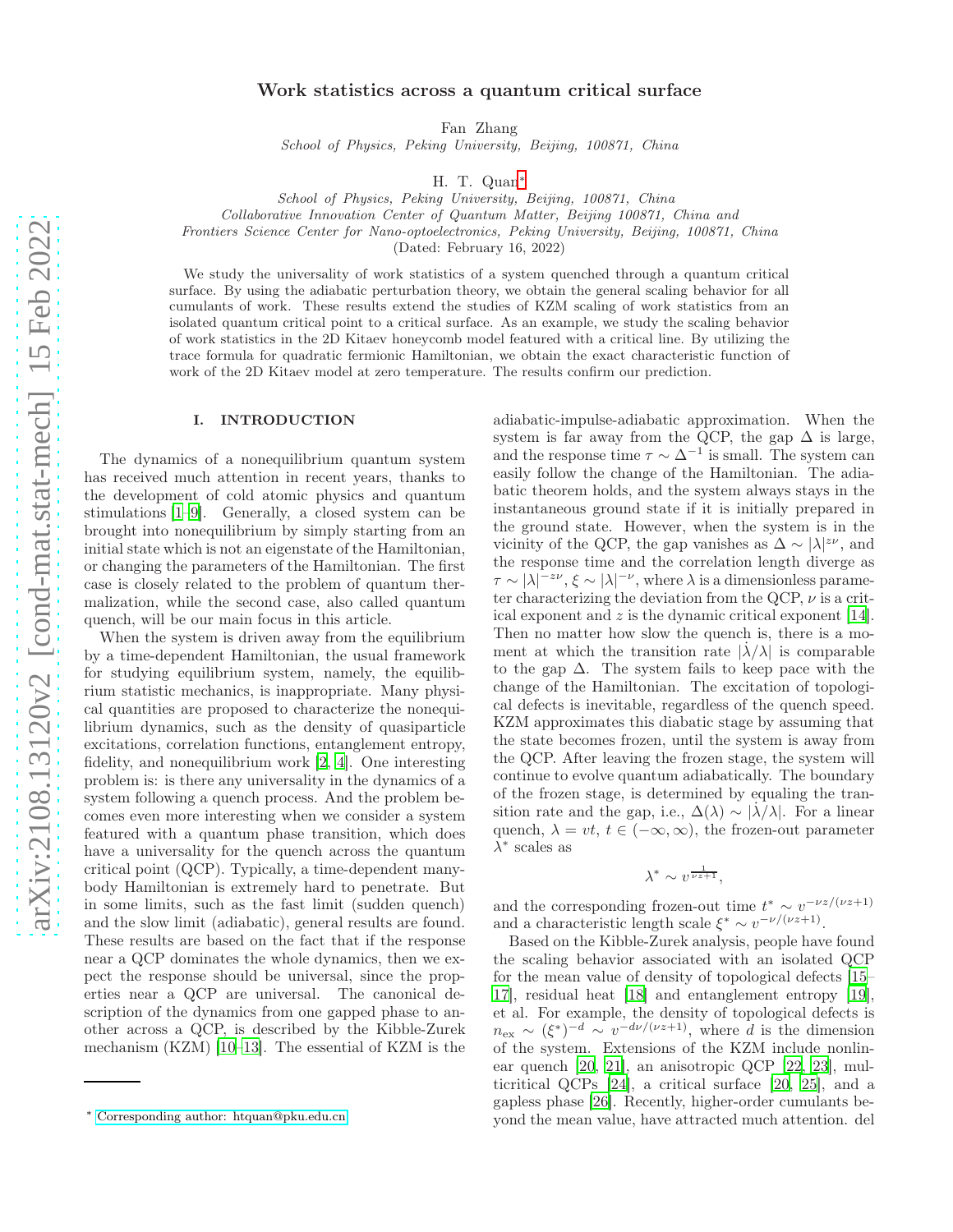# Work statistics across a quantum critical surface

Fan Zhang

*School of Physics, Peking University, Beijing, 100871, China*

H. T. Quan*

*School of Physics, Peking University, Beijing, 100871, China*
*Collaborative Innovation Center of Quantum Matter, Beijing 100871, China and*
*Frontiers Science Center for Nano-optoelectronics, Peking University, Beijing, 100871, China*

(Dated: February 16, 2022)

We study the universality of work statistics of a system quenched through a quantum critical surface. By using the adiabatic perturbation theory, we obtain the general scaling behavior for all cumulants of work. These results extend the studies of KZM scaling of work statistics from an isolated quantum critical point to a critical surface. As an example, we study the scaling behavior of work statistics in the 2D Kitaev honeycomb model featured with a critical line. By utilizing the trace formula for quadratic fermionic Hamiltonian, we obtain the exact characteristic function of work of the 2D Kitaev model at zero temperature. The results confirm our prediction.

## I. INTRODUCTION

The dynamics of a nonequilibrium quantum system has received much attention in recent years, thanks to the development of cold atomic physics and quantum stimulations [1–9]. Generally, a closed system can be brought into nonequilibrium by simply starting from an initial state which is not an eigenstate of the Hamiltonian, or changing the parameters of the Hamiltonian. The first case is closely related to the problem of quantum thermalization, while the second case, also called quantum quench, will be our main focus in this article.

When the system is driven away from the equilibrium by a time-dependent Hamiltonian, the usual framework for studying equilibrium system, namely, the equilibrium statistic mechanics, is inappropriate. Many physical quantities are proposed to characterize the nonequilibrium dynamics, such as the density of quasiparticle excitations, correlation functions, entanglement entropy, fidelity, and nonequilibrium work [2, 4]. One interesting problem is: is there any universality in the dynamics of a system following a quench process. And the problem becomes even more interesting when we consider a system featured with a quantum phase transition, which does have a universality for the quench across the quantum critical point (QCP). Typically, a time-dependent many-body Hamiltonian is extremely hard to penetrate. But in some limits, such as the fast limit (sudden quench) and the slow limit (adiabatic), general results are found. These results are based on the fact that if the response near a QCP dominates the whole dynamics, then we expect the response should be universal, since the properties near a QCP are universal. The canonical description of the dynamics from one gapped phase to another across a QCP, is described by the Kibble-Zurek mechanism (KZM) [10–13]. The essential of KZM is the adiabatic-impulse-adiabatic approximation. When the system is far away from the QCP, the gap $\Delta$ is large, and the response time $\tau \sim \Delta^{-1}$ is small. The system can easily follow the change of the Hamiltonian. The adiabatic theorem holds, and the system always stays in the instantaneous ground state if it is initially prepared in the ground state. However, when the system is in the vicinity of the QCP, the gap vanishes as $\Delta \sim |\lambda|^{z\nu}$, and the response time and the correlation length diverge as $\tau \sim |\lambda|^{-z\nu}$, $\xi \sim |\lambda|^{-\nu}$, where $\lambda$ is a dimensionless parameter characterizing the deviation from the QCP, $\nu$ is a critical exponent and $z$ is the dynamic critical exponent [14]. Then no matter how slow the quench is, there is a moment at which the transition rate $|\dot{\lambda}/\lambda|$ is comparable to the gap $\Delta$. The system fails to keep pace with the change of the Hamiltonian. The excitation of topological defects is inevitable, regardless of the quench speed. KZM approximates this diabatic stage by assuming that the state becomes frozen, until the system is away from the QCP. After leaving the frozen stage, the system will continue to evolve quantum adiabatically. The boundary of the frozen stage, is determined by equaling the transition rate and the gap, i.e., $\Delta(\lambda) \sim |\dot{\lambda}/\lambda|$. For a linear quench, $\lambda = vt$, $t \in (-\infty, \infty)$, the frozen-out parameter $\lambda^*$ scales as

$$\lambda^* \sim v^{\frac{1}{\nu z+1}},$$

and the corresponding frozen-out time $t^* \sim v^{-\nu z/(\nu z+1)}$ and a characteristic length scale $\xi^* \sim v^{-\nu/(\nu z+1)}$.

Based on the Kibble-Zurek analysis, people have found the scaling behavior associated with an isolated QCP for the mean value of density of topological defects [15–17], residual heat [18] and entanglement entropy [19], et al. For example, the density of topological defects is $n_{\rm ex} \sim (\xi^*)^{-d} \sim v^{-d\nu/(\nu z+1)}$, where $d$ is the dimension of the system. Extensions of the KZM include nonlinear quench [20, 21], an anisotropic QCP [22, 23], multicritical QCPs [24], a critical surface [20, 25], and a gapless phase [26]. Recently, higher-order cumulants beyond the mean value, have attracted much attention. del

* Corresponding author: htquan@pku.edu.cn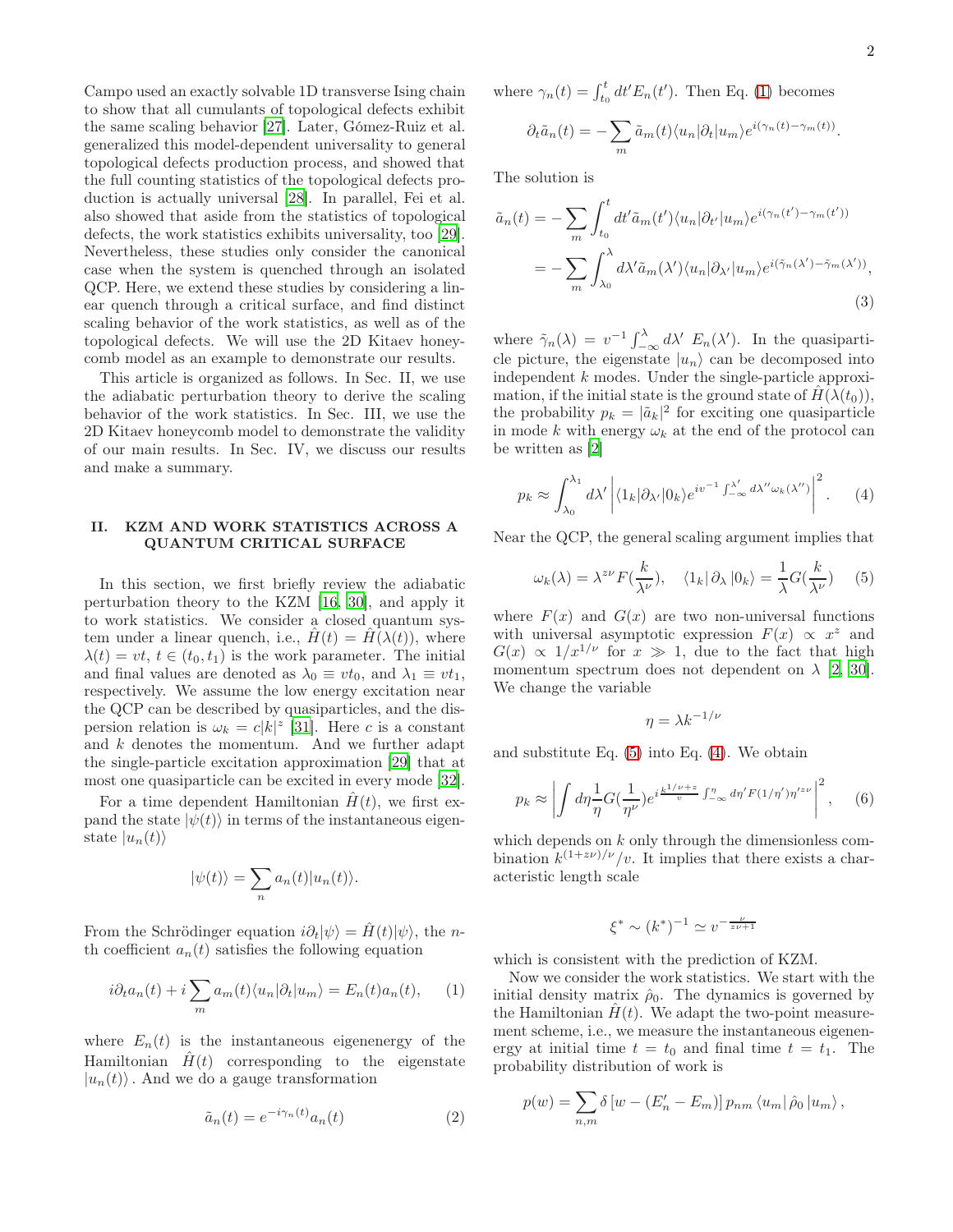Campo used an exactly solvable 1D transverse Ising chain to show that all cumulants of topological defects exhibit the same scaling behavior [27]. Later, Gómez-Ruiz et al. generalized this model-dependent universality to general topological defects production process, and showed that the full counting statistics of the topological defects production is actually universal [28]. In parallel, Fei et al. also showed that aside from the statistics of topological defects, the work statistics exhibits universality, too [29]. Nevertheless, these studies only consider the canonical case when the system is quenched through an isolated QCP. Here, we extend these studies by considering a linear quench through a critical surface, and find distinct scaling behavior of the work statistics, as well as of the topological defects. We will use the 2D Kitaev honeycomb model as an example to demonstrate our results.

This article is organized as follows. In Sec. II, we use the adiabatic perturbation theory to derive the scaling behavior of the work statistics. In Sec. III, we use the 2D Kitaev honeycomb model to demonstrate the validity of our main results. In Sec. IV, we discuss our results and make a summary.

## II. KZM AND WORK STATISTICS ACROSS A QUANTUM CRITICAL SURFACE

In this section, we first briefly review the adiabatic perturbation theory to the KZM [16, 30], and apply it to work statistics. We consider a closed quantum system under a linear quench, i.e., $\hat{H}(t) = \hat{H}(\lambda(t))$, where $\lambda(t) = vt$, $t \in (t_0, t_1)$ is the work parameter. The initial and final values are denoted as $\lambda_0 \equiv vt_0$, and $\lambda_1 \equiv vt_1$, respectively. We assume the low energy excitation near the QCP can be described by quasiparticles, and the dispersion relation is $\omega_k = c|k|^z$ [31]. Here $c$ is a constant and $k$ denotes the momentum. And we further adapt the single-particle excitation approximation [29] that at most one quasiparticle can be excited in every mode [32].

For a time dependent Hamiltonian $\hat{H}(t)$, we first expand the state $|\psi(t)\rangle$ in terms of the instantaneous eigenstate $|u_n(t)\rangle$

$$|\psi(t)\rangle = \sum_n a_n(t)|u_n(t)\rangle.$$

From the Schrödinger equation $i\partial_t|\psi\rangle = \hat{H}(t)|\psi\rangle$, the $n$-th coefficient $a_n(t)$ satisfies the following equation

$$i\partial_t a_n(t) + i\sum_m a_m(t)\langle u_n|\partial_t|u_m\rangle = E_n(t)a_n(t), \qquad (1)$$

where $E_n(t)$ is the instantaneous eigenenergy of the Hamiltonian $\hat{H}(t)$ corresponding to the eigenstate $|u_n(t)\rangle$ . And we do a gauge transformation

$$\tilde{a}_n(t) = e^{-i\gamma_n(t)}a_n(t) \qquad (2)$$

where $\gamma_n(t) = \int_{t_0}^t dt' E_n(t')$. Then Eq. (1) becomes

$$\partial_t\tilde{a}_n(t) = -\sum_m \tilde{a}_m(t)\langle u_n|\partial_t|u_m\rangle e^{i(\gamma_n(t)-\gamma_m(t))}.$$

The solution is

$$\begin{aligned}\tilde{a}_n(t) &= -\sum_m \int_{t_0}^t dt'\tilde{a}_m(t')\langle u_n|\partial_{t'}|u_m\rangle e^{i(\gamma_n(t')-\gamma_m(t'))}\\ &= -\sum_m \int_{\lambda_0}^{\lambda} d\lambda'\tilde{a}_m(\lambda')\langle u_n|\partial_{\lambda'}|u_m\rangle e^{i(\tilde{\gamma}_n(\lambda')-\tilde{\gamma}_m(\lambda'))},\end{aligned} \qquad (3)$$

where $\tilde{\gamma}_n(\lambda) = v^{-1}\int_{-\infty}^{\lambda} d\lambda'\ E_n(\lambda')$. In the quasiparticle picture, the eigenstate $|u_n\rangle$ can be decomposed into independent $k$ modes. Under the single-particle approximation, if the initial state is the ground state of $\hat{H}(\lambda(t_0))$, the probability $p_k = |\tilde{a}_k|^2$ for exciting one quasiparticle in mode $k$ with energy $\omega_k$ at the end of the protocol can be written as [2]

$$p_k \approx \int_{\lambda_0}^{\lambda_1} d\lambda' \left|\langle 1_k|\partial_{\lambda'}|0_k\rangle e^{iv^{-1}\int_{-\infty}^{\lambda'} d\lambda''\omega_k(\lambda'')}\right|^2. \qquad (4)$$

Near the QCP, the general scaling argument implies that

$$\omega_k(\lambda) = \lambda^{z\nu}F(\frac{k}{\lambda^\nu}), \quad \langle 1_k|\,\partial_\lambda\,|0_k\rangle = \frac{1}{\lambda}G(\frac{k}{\lambda^\nu}) \qquad (5)$$

where $F(x)$ and $G(x)$ are two non-universal functions with universal asymptotic expression $F(x) \propto x^z$ and $G(x) \propto 1/x^{1/\nu}$ for $x \gg 1$, due to the fact that high momentum spectrum does not dependent on $\lambda$ [2, 30]. We change the variable

$$\eta = \lambda k^{-1/\nu}$$

and substitute Eq. (5) into Eq. (4). We obtain

$$p_k \approx \left|\int d\eta\frac{1}{\eta}G(\frac{1}{\eta^\nu})e^{i\frac{k^{1/\nu+z}}{v}\int_{-\infty}^{\eta}d\eta' F(1/\eta')\eta'^{z\nu}}\right|^2, \qquad (6)$$

which depends on $k$ only through the dimensionless combination $k^{(1+z\nu)/\nu}/v$. It implies that there exists a characteristic length scale

$$\xi^* \sim (k^*)^{-1} \simeq v^{-\frac{\nu}{z\nu+1}}$$

which is consistent with the prediction of KZM.

Now we consider the work statistics. We start with the initial density matrix $\hat{\rho}_0$. The dynamics is governed by the Hamiltonian $\hat{H}(t)$. We adapt the two-point measurement scheme, i.e., we measure the instantaneous eigenenergy at initial time $t = t_0$ and final time $t = t_1$. The probability distribution of work is

$$p(w) = \sum_{n,m}\delta\left[w - (E_n' - E_m)\right]p_{nm}\,\langle u_m|\,\hat{\rho}_0\,|u_m\rangle\,,$$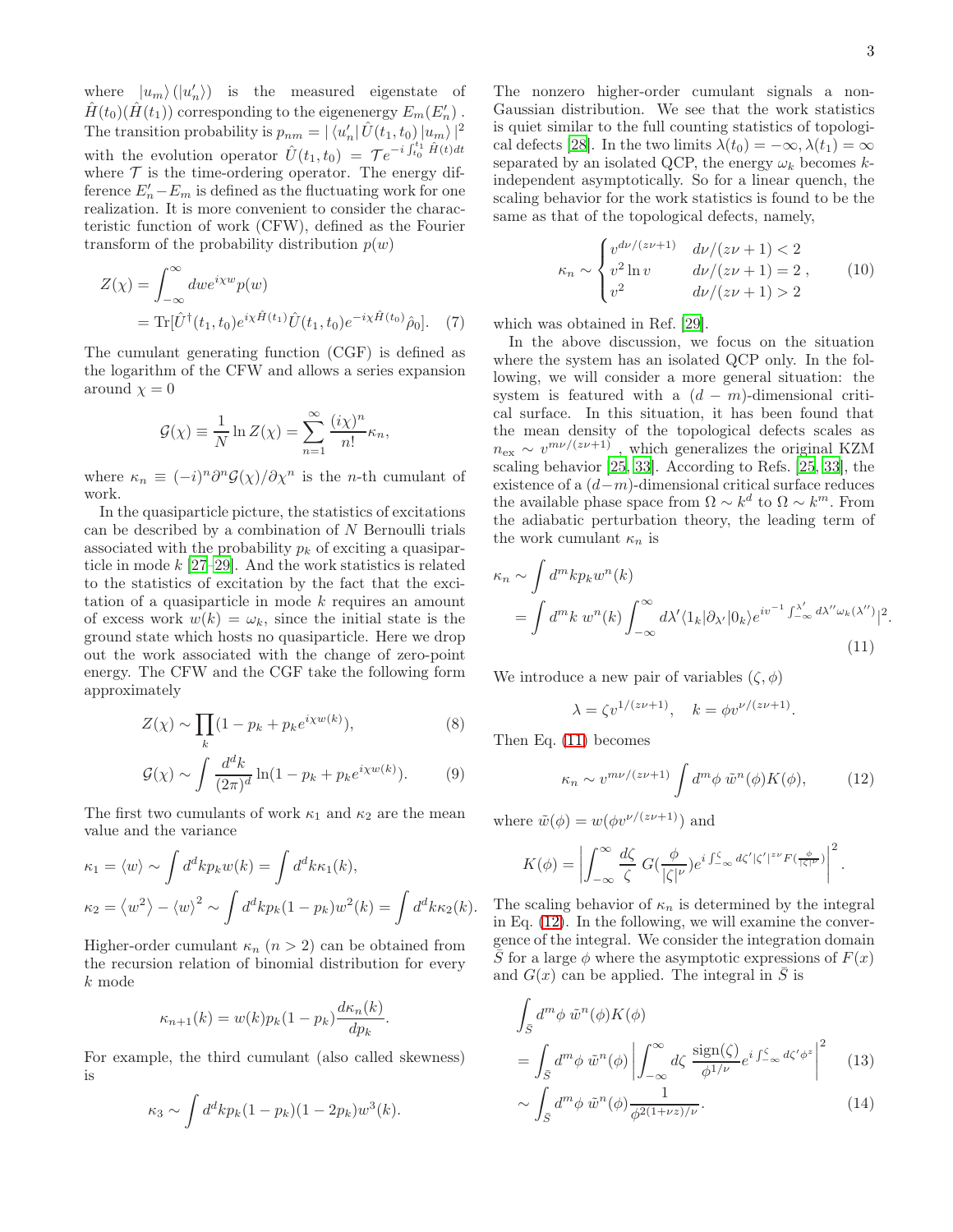where $|u_m\rangle$ ($|u'_n\rangle$) is the measured eigenstate of $\hat{H}(t_0)$($\hat{H}(t_1)$) corresponding to the eigenenergy $E_m(E'_n)$ . The transition probability is $p_{nm} = |\langle u'_n| \hat{U}(t_1,t_0) |u_m\rangle|^2$ with the evolution operator $\hat{U}(t_1,t_0) = \mathcal{T} e^{-i\int_{t_0}^{t_1} \hat{H}(t)dt}$ where $\mathcal{T}$ is the time-ordering operator. The energy difference $E'_n - E_m$ is defined as the fluctuating work for one realization. It is more convenient to consider the characteristic function of work (CFW), defined as the Fourier transform of the probability distribution $p(w)$

$$
\begin{aligned}
Z(\chi) &= \int_{-\infty}^{\infty} dw e^{i\chi w} p(w) \\
&= \mathrm{Tr}[\hat{U}^\dagger(t_1,t_0) e^{i\chi \hat{H}(t_1)} \hat{U}(t_1,t_0) e^{-i\chi \hat{H}(t_0)} \hat{\rho}_0]. \quad (7)
\end{aligned}
$$

The cumulant generating function (CGF) is defined as the logarithm of the CFW and allows a series expansion around $\chi = 0$

$$
\mathcal{G}(\chi) \equiv \frac{1}{N} \ln Z(\chi) = \sum_{n=1}^{\infty} \frac{(i\chi)^n}{n!} \kappa_n,
$$

where $\kappa_n \equiv (-i)^n \partial^n \mathcal{G}(\chi)/\partial \chi^n$ is the $n$-th cumulant of work.

In the quasiparticle picture, the statistics of excitations can be described by a combination of $N$ Bernoulli trials associated with the probability $p_k$ of exciting a quasiparticle in mode $k$ [27–29]. And the work statistics is related to the statistics of excitation by the fact that the excitation of a quasiparticle in mode $k$ requires an amount of excess work $w(k) = \omega_k$, since the initial state is the ground state which hosts no quasiparticle. Here we drop out the work associated with the change of zero-point energy. The CFW and the CGF take the following form approximately

$$
Z(\chi) \sim \prod_k (1 - p_k + p_k e^{i\chi w(k)}), \quad (8)
$$

$$
\mathcal{G}(\chi) \sim \int \frac{d^d k}{(2\pi)^d} \ln(1 - p_k + p_k e^{i\chi w(k)}). \quad (9)
$$

The first two cumulants of work $\kappa_1$ and $\kappa_2$ are the mean value and the variance

$$
\kappa_1 = \langle w \rangle \sim \int d^d k p_k w(k) = \int d^d k \kappa_1(k),
$$

$$
\kappa_2 = \langle w^2 \rangle - \langle w \rangle^2 \sim \int d^d k p_k(1-p_k) w^2(k) = \int d^d k \kappa_2(k).
$$

Higher-order cumulant $\kappa_n$ ($n > 2$) can be obtained from the recursion relation of binomial distribution for every $k$ mode

$$
\kappa_{n+1}(k) = w(k) p_k (1 - p_k) \frac{d\kappa_n(k)}{dp_k}.
$$

For example, the third cumulant (also called skewness) is

$$
\kappa_3 \sim \int d^d k p_k (1-p_k)(1-2p_k) w^3(k).
$$

The nonzero higher-order cumulant signals a non-Gaussian distribution. We see that the work statistics is quiet similar to the full counting statistics of topological defects [28]. In the two limits $\lambda(t_0) = -\infty, \lambda(t_1) = \infty$ separated by an isolated QCP, the energy $\omega_k$ becomes $k$-independent asymptotically. So for a linear quench, the scaling behavior for the work statistics is found to be the same as that of the topological defects, namely,

$$
\kappa_n \sim \begin{cases} v^{d\nu/(z\nu+1)} & d\nu/(z\nu+1) < 2 \\ v^2 \ln v & d\nu/(z\nu+1) = 2 \\ v^2 & d\nu/(z\nu+1) > 2 \end{cases}, \quad (10)
$$

which was obtained in Ref. [29].

In the above discussion, we focus on the situation where the system has an isolated QCP only. In the following, we will consider a more general situation: the system is featured with a $(d-m)$-dimensional critical surface. In this situation, it has been found that the mean density of the topological defects scales as $n_{\mathrm{ex}} \sim v^{m\nu/(z\nu+1)}$ , which generalizes the original KZM scaling behavior [25, 33]. According to Refs. [25, 33], the existence of a $(d-m)$-dimensional critical surface reduces the available phase space from $\Omega \sim k^d$ to $\Omega \sim k^m$. From the adiabatic perturbation theory, the leading term of the work cumulant $\kappa_n$ is

$$
\begin{aligned}
\kappa_n &\sim \int d^m k p_k w^n(k) \\
&= \int d^m k \; w^n(k) \int_{-\infty}^{\infty} d\lambda' \langle 1_k | \partial_{\lambda'} | 0_k \rangle e^{iv^{-1}\int_{-\infty}^{\lambda'} d\lambda'' \omega_k(\lambda'')} |^2.
\end{aligned} \quad (11)
$$

We introduce a new pair of variables $(\zeta, \phi)$

$$
\lambda = \zeta v^{1/(z\nu+1)}, \quad k = \phi v^{\nu/(z\nu+1)}.
$$

Then Eq. (11) becomes

$$
\kappa_n \sim v^{m\nu/(z\nu+1)} \int d^m \phi \; \tilde{w}^n(\phi) K(\phi), \quad (12)
$$

where $\tilde{w}(\phi) = w(\phi v^{\nu/(z\nu+1)})$ and

$$
K(\phi) = \left| \int_{-\infty}^{\infty} \frac{d\zeta}{\zeta} \; G(\frac{\phi}{|\zeta|^\nu}) e^{i\int_{-\infty}^{\zeta} d\zeta' |\zeta'|^{z\nu} F(\frac{\phi}{|\zeta'|^\nu})} \right|^2.
$$

The scaling behavior of $\kappa_n$ is determined by the integral in Eq. (12). In the following, we will examine the convergence of the integral. We consider the integration domain $\bar{S}$ for a large $\phi$ where the asymptotic expressions of $F(x)$ and $G(x)$ can be applied. The integral in $\bar{S}$ is

$$
\begin{aligned}
&\int_{\bar{S}} d^m \phi \; \tilde{w}^n(\phi) K(\phi) \\
&= \int_{\bar{S}} d^m \phi \; \tilde{w}^n(\phi) \left| \int_{-\infty}^{\infty} d\zeta \; \frac{\mathrm{sign}(\zeta)}{\phi^{1/\nu}} e^{i\int_{-\infty}^{\zeta} d\zeta' \phi^z} \right|^2 \quad (13) \\
&\sim \int_{\bar{S}} d^m \phi \; \tilde{w}^n(\phi) \frac{1}{\phi^{2(1+\nu z)/\nu}}. \quad (14)
\end{aligned}
$$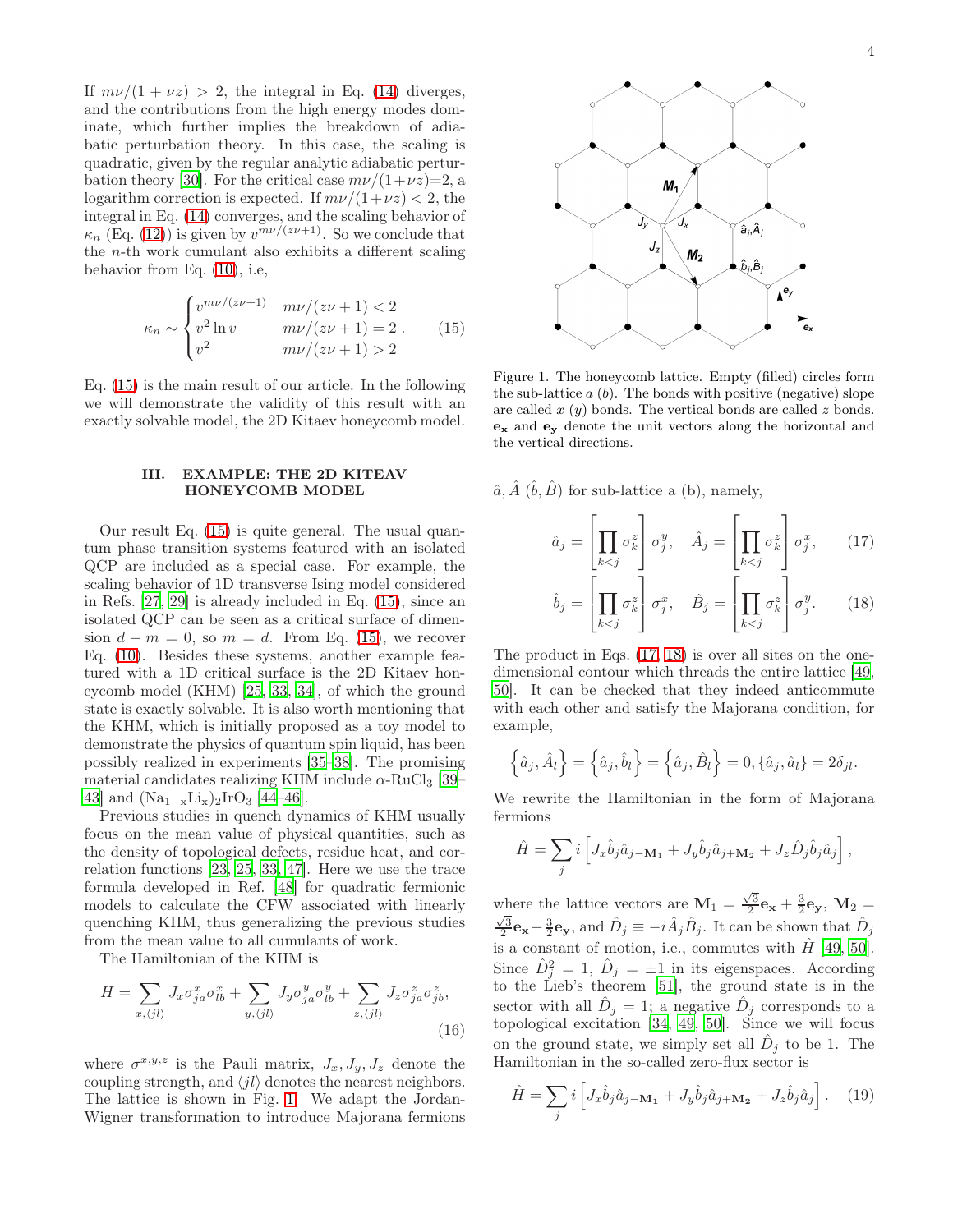If $m\nu/(1+\nu z) > 2$, the integral in Eq. (14) diverges, and the contributions from the high energy modes dominate, which further implies the breakdown of adiabatic perturbation theory. In this case, the scaling is quadratic, given by the regular analytic adiabatic perturbation theory [30]. For the critical case $m\nu/(1+\nu z)=2$, a logarithm correction is expected. If $m\nu/(1+\nu z) < 2$, the integral in Eq. (14) converges, and the scaling behavior of $\kappa_n$ (Eq. (12)) is given by $v^{m\nu/(z\nu+1)}$. So we conclude that the $n$-th work cumulant also exhibits a different scaling behavior from Eq. (10), i.e,

$$\kappa_n \sim \begin{cases} v^{m\nu/(z\nu+1)} & m\nu/(z\nu+1) < 2 \\ v^2 \ln v & m\nu/(z\nu+1) = 2 \\ v^2 & m\nu/(z\nu+1) > 2 \end{cases} . \tag{15}$$

Eq. (15) is the main result of our article. In the following we will demonstrate the validity of this result with an exactly solvable model, the 2D Kitaev honeycomb model.

## III. EXAMPLE: THE 2D KITEAV HONEYCOMB MODEL

Our result Eq. (15) is quite general. The usual quantum phase transition systems featured with an isolated QCP are included as a special case. For example, the scaling behavior of 1D transverse Ising model considered in Refs. [27, 29] is already included in Eq. (15), since an isolated QCP can be seen as a critical surface of dimension $d-m=0$, so $m=d$. From Eq. (15), we recover Eq. (10). Besides these systems, another example featured with a 1D critical surface is the 2D Kitaev honeycomb model (KHM) [25, 33, 34], of which the ground state is exactly solvable. It is also worth mentioning that the KHM, which is initially proposed as a toy model to demonstrate the physics of quantum spin liquid, has been possibly realized in experiments [35–38]. The promising material candidates realizing KHM include $\alpha$-$RuCl_3$ [39–43] and $(Na_{1-x}Li_x)_2IrO_3$ [44–46].

Previous studies in quench dynamics of KHM usually focus on the mean value of physical quantities, such as the density of topological defects, residue heat, and correlation functions [23, 25, 33, 47]. Here we use the trace formula developed in Ref. [48] for quadratic fermionic models to calculate the CFW associated with linearly quenching KHM, thus generalizing the previous studies from the mean value to all cumulants of work.

The Hamiltonian of the KHM is

$$H = \sum_{x,\langle jl\rangle} J_x \sigma^x_{ja}\sigma^x_{lb} + \sum_{y,\langle jl\rangle} J_y \sigma^y_{ja}\sigma^y_{lb} + \sum_{z,\langle jl\rangle} J_z \sigma^z_{ja}\sigma^z_{jb}, \tag{16}$$

where $\sigma^{x,y,z}$ is the Pauli matrix, $J_x, J_y, J_z$ denote the coupling strength, and $\langle jl\rangle$ denotes the nearest neighbors. The lattice is shown in Fig. 1. We adapt the Jordan-Wigner transformation to introduce Majorana fermions

Figure 1. The honeycomb lattice. Empty (filled) circles form the sub-lattice $a$ ($b$). The bonds with positive (negative) slope are called $x$ ($y$) bonds. The vertical bonds are called $z$ bonds. $\mathbf{e_x}$ and $\mathbf{e_y}$ denote the unit vectors along the horizontal and the vertical directions.

$\hat{a}, \hat{A}$ ($\hat{b}, \hat{B}$) for sub-lattice a (b), namely,

$$\hat{a}_j = \left[\prod_{k<j}\sigma^z_k\right]\sigma^y_j, \quad \hat{A}_j = \left[\prod_{k<j}\sigma^z_k\right]\sigma^x_j, \tag{17}$$

$$\hat{b}_j = \left[\prod_{k<j}\sigma^z_k\right]\sigma^x_j, \quad \hat{B}_j = \left[\prod_{k<j}\sigma^z_k\right]\sigma^y_j. \tag{18}$$

The product in Eqs. (17, 18) is over all sites on the one-dimensional contour which threads the entire lattice [49, 50]. It can be checked that they indeed anticommute with each other and satisfy the Majorana condition, for example,

$$\left\{\hat{a}_j, \hat{A}_l\right\} = \left\{\hat{a}_j, \hat{b}_l\right\} = \left\{\hat{a}_j, \hat{B}_l\right\} = 0, \{\hat{a}_j, \hat{a}_l\} = 2\delta_{jl}.$$

We rewrite the Hamiltonian in the form of Majorana fermions

$$\hat{H} = \sum_j i\left[J_x \hat{b}_j \hat{a}_{j-\mathbf{M_1}} + J_y \hat{b}_j \hat{a}_{j+\mathbf{M_2}} + J_z \hat{D}_j \hat{b}_j \hat{a}_j\right],$$

where the lattice vectors are $\mathbf{M_1} = \frac{\sqrt{3}}{2}\mathbf{e_x} + \frac{3}{2}\mathbf{e_y}$, $\mathbf{M_2} = \frac{\sqrt{3}}{2}\mathbf{e_x} - \frac{3}{2}\mathbf{e_y}$, and $\hat{D}_j \equiv -i\hat{A}_j\hat{B}_j$. It can be shown that $\hat{D}_j$ is a constant of motion, i.e., commutes with $\hat{H}$ [49, 50]. Since $\hat{D}_j^2 = 1$, $\hat{D}_j = \pm 1$ in its eigenspaces. According to the Lieb's theorem [51], the ground state is in the sector with all $\hat{D}_j = 1$; a negative $\hat{D}_j$ corresponds to a topological excitation [34, 49, 50]. Since we will focus on the ground state, we simply set all $\hat{D}_j$ to be 1. The Hamiltonian in the so-called zero-flux sector is

$$\hat{H} = \sum_j i\left[J_x \hat{b}_j \hat{a}_{j-\mathbf{M_1}} + J_y \hat{b}_j \hat{a}_{j+\mathbf{M_2}} + J_z \hat{b}_j \hat{a}_j\right]. \tag{19}$$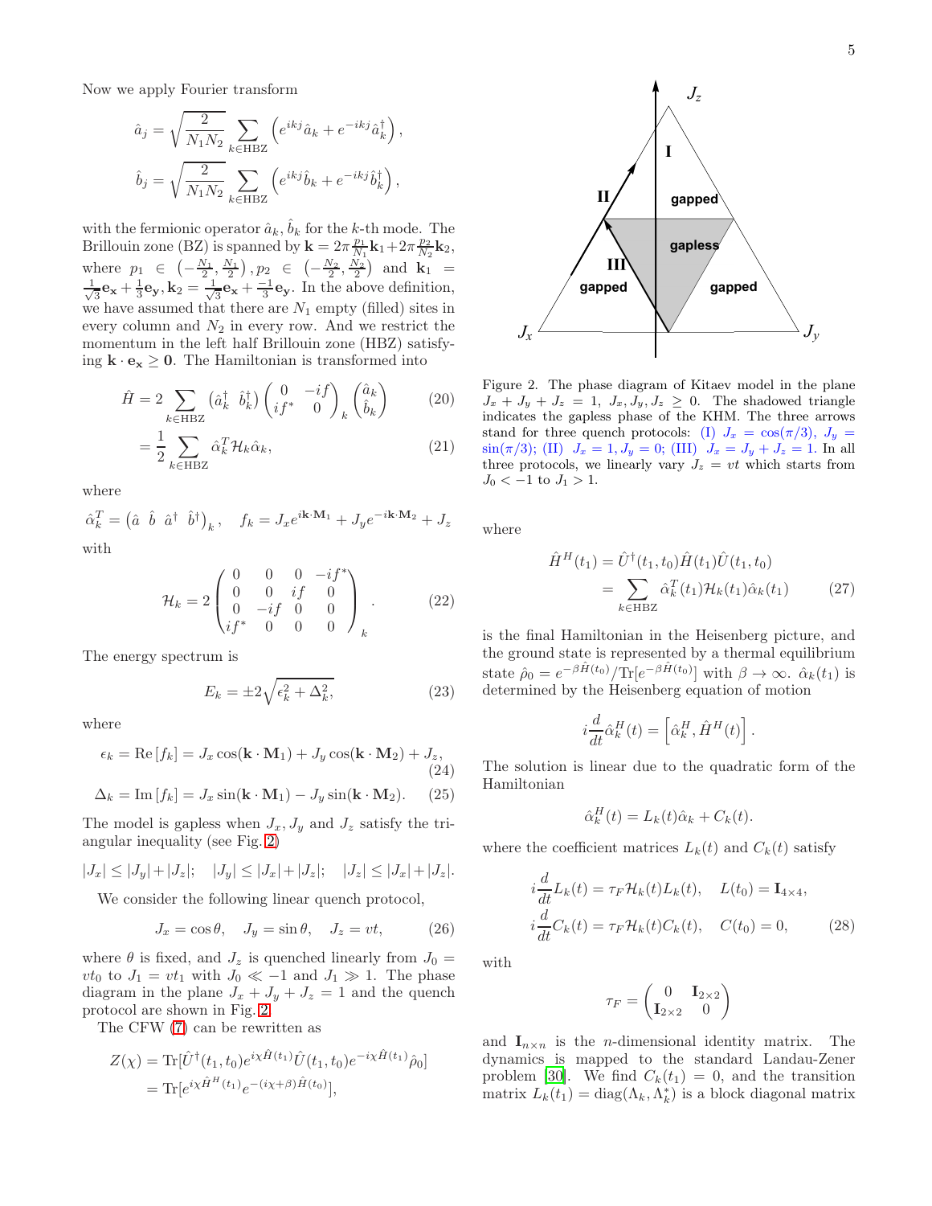Now we apply Fourier transform

$$\hat{a}_j = \sqrt{\frac{2}{N_1 N_2}} \sum_{k\in\text{HBZ}} \left(e^{ikj}\hat{a}_k + e^{-ikj}\hat{a}_k^\dagger\right),$$

$$\hat{b}_j = \sqrt{\frac{2}{N_1 N_2}} \sum_{k\in\text{HBZ}} \left(e^{ikj}\hat{b}_k + e^{-ikj}\hat{b}_k^\dagger\right),$$

with the fermionic operator $\hat{a}_k, \hat{b}_k$ for the $k$-th mode. The Brillouin zone (BZ) is spanned by $\mathbf{k} = 2\pi\frac{p_1}{N_1}\mathbf{k}_1 + 2\pi\frac{p_2}{N_2}\mathbf{k}_2$, where $p_1 \in \left(-\frac{N_1}{2}, \frac{N_1}{2}\right), p_2 \in \left(-\frac{N_2}{2}, \frac{N_2}{2}\right)$ and $\mathbf{k}_1 = \frac{1}{\sqrt{3}}\mathbf{e_x} + \frac{1}{3}\mathbf{e_y}, \mathbf{k}_2 = \frac{1}{\sqrt{3}}\mathbf{e_x} + \frac{-1}{3}\mathbf{e_y}$. In the above definition, we have assumed that there are $N_1$ empty (filled) sites in every column and $N_2$ in every row. And we restrict the momentum in the left half Brillouin zone (HBZ) satisfying $\mathbf{k}\cdot\mathbf{e_x} \geq \mathbf{0}$. The Hamiltonian is transformed into

$$\hat{H} = 2\sum_{k\in\text{HBZ}} \begin{pmatrix}\hat{a}_k^\dagger & \hat{b}_k^\dagger\end{pmatrix} \begin{pmatrix} 0 & -if \\ if^* & 0\end{pmatrix}_k \begin{pmatrix}\hat{a}_k \\ \hat{b}_k\end{pmatrix} \tag{20}$$

$$= \frac{1}{2}\sum_{k\in\text{HBZ}} \hat{\alpha}_k^T \mathcal{H}_k \hat{\alpha}_k, \tag{21}$$

where

$$\hat{\alpha}_k^T = \begin{pmatrix}\hat{a} & \hat{b} & \hat{a}^\dagger & \hat{b}^\dagger\end{pmatrix}_k, \quad f_k = J_x e^{i\mathbf{k}\cdot\mathbf{M}_1} + J_y e^{-i\mathbf{k}\cdot\mathbf{M}_2} + J_z$$

with

$$\mathcal{H}_k = 2\begin{pmatrix} 0 & 0 & 0 & -if^* \\ 0 & 0 & if & 0 \\ 0 & -if & 0 & 0 \\ if^* & 0 & 0 & 0\end{pmatrix}_k. \tag{22}$$

The energy spectrum is

$$E_k = \pm 2\sqrt{\epsilon_k^2 + \Delta_k^2}, \tag{23}$$

where

$$\epsilon_k = \text{Re}\left[f_k\right] = J_x\cos(\mathbf{k}\cdot\mathbf{M}_1) + J_y\cos(\mathbf{k}\cdot\mathbf{M}_2) + J_z, \tag{24}$$

$$\Delta_k = \text{Im}\left[f_k\right] = J_x\sin(\mathbf{k}\cdot\mathbf{M}_1) - J_y\sin(\mathbf{k}\cdot\mathbf{M}_2). \tag{25}$$

The model is gapless when $J_x, J_y$ and $J_z$ satisfy the triangular inequality (see Fig. 2)

$$|J_x| \leq |J_y| + |J_z|; \quad |J_y| \leq |J_x| + |J_z|; \quad |J_z| \leq |J_x| + |J_z|.$$

We consider the following linear quench protocol,

$$J_x = \cos\theta, \quad J_y = \sin\theta, \quad J_z = vt, \tag{26}$$

where $\theta$ is fixed, and $J_z$ is quenched linearly from $J_0 = vt_0$ to $J_1 = vt_1$ with $J_0 \ll -1$ and $J_1 \gg 1$. The phase diagram in the plane $J_x + J_y + J_z = 1$ and the quench protocol are shown in Fig. 2.

The CFW (7) can be rewritten as

$$Z(\chi) = \text{Tr}[\hat{U}^\dagger(t_1,t_0)e^{i\chi\hat{H}(t_1)}\hat{U}(t_1,t_0)e^{-i\chi\hat{H}(t_0)}\hat{\rho}_0]$$
$$= \text{Tr}[e^{i\chi\hat{H}^H(t_1)}e^{-(i\chi+\beta)\hat{H}(t_0)}],$$

Figure 2. The phase diagram of Kitaev model in the plane $J_x + J_y + J_z = 1$, $J_x, J_y, J_z \geq 0$. The shadowed triangle indicates the gapless phase of the KHM. The three arrows stand for three quench protocols: (I) $J_x = \cos(\pi/3)$, $J_y = \sin(\pi/3)$; (II) $J_x = 1, J_y = 0$; (III) $J_x = J_y + J_z = 1$. In all three protocols, we linearly vary $J_z = vt$ which starts from $J_0 < -1$ to $J_1 > 1$.

where

$$\hat{H}^H(t_1) = \hat{U}^\dagger(t_1,t_0)\hat{H}(t_1)\hat{U}(t_1,t_0)$$
$$= \sum_{k\in\text{HBZ}} \hat{\alpha}_k^T(t_1)\mathcal{H}_k(t_1)\hat{\alpha}_k(t_1) \tag{27}$$

is the final Hamiltonian in the Heisenberg picture, and the ground state is represented by a thermal equilibrium state $\hat{\rho}_0 = e^{-\beta\hat{H}(t_0)}/\text{Tr}[e^{-\beta\hat{H}(t_0)}]$ with $\beta\to\infty$. $\hat{\alpha}_k(t_1)$ is determined by the Heisenberg equation of motion

$$i\frac{d}{dt}\hat{\alpha}_k^H(t) = \left[\hat{\alpha}_k^H, \hat{H}^H(t)\right].$$

The solution is linear due to the quadratic form of the Hamiltonian

$$\hat{\alpha}_k^H(t) = L_k(t)\hat{\alpha}_k + C_k(t).$$

where the coefficient matrices $L_k(t)$ and $C_k(t)$ satisfy

$$i\frac{d}{dt}L_k(t) = \tau_F\mathcal{H}_k(t)L_k(t), \quad L(t_0) = \mathbf{I}_{4\times4},$$
$$i\frac{d}{dt}C_k(t) = \tau_F\mathcal{H}_k(t)C_k(t), \quad C(t_0) = 0, \tag{28}$$

with

$$\tau_F = \begin{pmatrix} 0 & \mathbf{I}_{2\times2} \\ \mathbf{I}_{2\times2} & 0\end{pmatrix}$$

and $\mathbf{I}_{n\times n}$ is the $n$-dimensional identity matrix. The dynamics is mapped to the standard Landau-Zener problem [30]. We find $C_k(t_1) = 0$, and the transition matrix $L_k(t_1) = \text{diag}(\Lambda_k, \Lambda_k^*)$ is a block diagonal matrix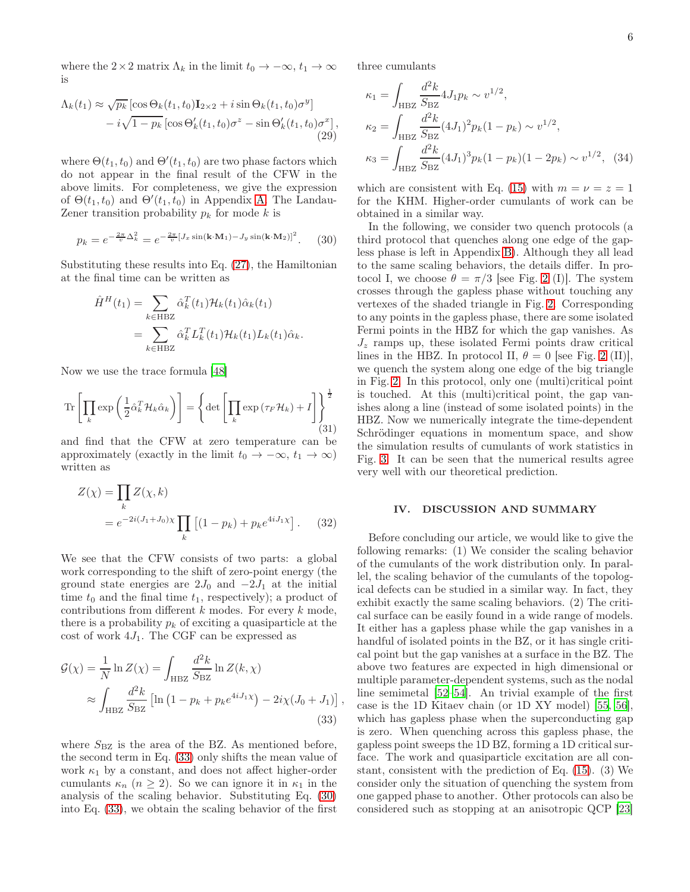where the $2 \times 2$ matrix $\Lambda_k$ in the limit $t_0 \to -\infty$, $t_1 \to \infty$ is

$$
\begin{aligned}
\Lambda_k(t_1) \approx \sqrt{p_k}\left[\cos\Theta_k(t_1,t_0)\mathbf{I}_{2\times 2} + i\sin\Theta_k(t_1,t_0)\sigma^y\right] \\
- i\sqrt{1-p_k}\left[\cos\Theta'_k(t_1,t_0)\sigma^z - \sin\Theta'_k(t_1,t_0)\sigma^x\right],
\end{aligned}
\tag{29}
$$

where $\Theta(t_1, t_0)$ and $\Theta'(t_1, t_0)$ are two phase factors which do not appear in the final result of the CFW in the above limits. For completeness, we give the expression of $\Theta(t_1, t_0)$ and $\Theta'(t_1, t_0)$ in Appendix A. The Landau-Zener transition probability $p_k$ for mode $k$ is

$$
p_k = e^{-\frac{2\pi}{v}\Delta_k^2} = e^{-\frac{2\pi}{v}\left[J_x \sin(\mathbf{k}\cdot\mathbf{M}_1) - J_y \sin(\mathbf{k}\cdot\mathbf{M}_2)\right]^2}. \tag{30}
$$

Substituting these results into Eq. (27), the Hamiltonian at the final time can be written as

$$
\begin{aligned}
\hat{H}^H(t_1) &= \sum_{k\in\text{HBZ}} \hat{\alpha}_k^T(t_1)\mathcal{H}_k(t_1)\hat{\alpha}_k(t_1) \\
&= \sum_{k\in\text{HBZ}} \hat{\alpha}_k^T L_k^T(t_1)\mathcal{H}_k(t_1)L_k(t_1)\hat{\alpha}_k.
\end{aligned}
$$

Now we use the trace formula [48]

$$
\mathrm{Tr}\left[\prod_k \exp\left(\frac{1}{2}\hat{\alpha}_k^T\mathcal{H}_k\hat{\alpha}_k\right)\right] = \left\{\det\left[\prod_k \exp\left(\tau_F\mathcal{H}_k\right) + I\right]\right\}^{\frac{1}{2}} \tag{31}
$$

and find that the CFW at zero temperature can be approximately (exactly in the limit $t_0 \to -\infty$, $t_1 \to \infty$) written as

$$
\begin{aligned}
Z(\chi) &= \prod_k Z(\chi, k) \\
&= e^{-2i(J_1+J_0)\chi}\prod_k\left[(1-p_k) + p_k e^{4iJ_1\chi}\right].
\end{aligned}
\tag{32}
$$

We see that the CFW consists of two parts: a global work corresponding to the shift of zero-point energy (the ground state energies are $2J_0$ and $-2J_1$ at the initial time $t_0$ and the final time $t_1$, respectively); a product of contributions from different $k$ modes. For every $k$ mode, there is a probability $p_k$ of exciting a quasiparticle at the cost of work $4J_1$. The CGF can be expressed as

$$
\begin{aligned}
\mathcal{G}(\chi) &= \frac{1}{N}\ln Z(\chi) = \int_{\text{HBZ}} \frac{d^2k}{S_{\text{BZ}}} \ln Z(k,\chi) \\
&\approx \int_{\text{HBZ}} \frac{d^2k}{S_{\text{BZ}}}\left[\ln\left(1-p_k+p_k e^{4iJ_1\chi}\right) - 2i\chi(J_0+J_1)\right],
\end{aligned}
\tag{33}
$$

where $S_{\text{BZ}}$ is the area of the BZ. As mentioned before, the second term in Eq. (33) only shifts the mean value of work $\kappa_1$ by a constant, and does not affect higher-order cumulants $\kappa_n$ ($n \geq 2$). So we can ignore it in $\kappa_1$ in the analysis of the scaling behavior. Substituting Eq. (30) into Eq. (33), we obtain the scaling behavior of the first three cumulants

$$
\begin{aligned}
\kappa_1 &= \int_{\text{HBZ}} \frac{d^2k}{S_{\text{BZ}}} 4J_1 p_k \sim v^{1/2}, \\
\kappa_2 &= \int_{\text{HBZ}} \frac{d^2k}{S_{\text{BZ}}} (4J_1)^2 p_k(1-p_k) \sim v^{1/2}, \\
\kappa_3 &= \int_{\text{HBZ}} \frac{d^2k}{S_{\text{BZ}}} (4J_1)^3 p_k(1-p_k)(1-2p_k) \sim v^{1/2},
\end{aligned}
\tag{34}
$$

which are consistent with Eq. (15) with $m = \nu = z = 1$ for the KHM. Higher-order cumulants of work can be obtained in a similar way.

In the following, we consider two quench protocols (a third protocol that quenches along one edge of the gapless phase is left in Appendix B). Although they all lead to the same scaling behaviors, the details differ. In protocol I, we choose $\theta = \pi/3$ [see Fig. 2 (I)]. The system crosses through the gapless phase without touching any vertexes of the shaded triangle in Fig. 2. Corresponding to any points in the gapless phase, there are some isolated Fermi points in the HBZ for which the gap vanishes. As $J_z$ ramps up, these isolated Fermi points draw critical lines in the HBZ. In protocol II, $\theta = 0$ [see Fig. 2 (II)], we quench the system along one edge of the big triangle in Fig. 2. In this protocol, only one (multi)critical point is touched. At this (multi)critical point, the gap vanishes along a line (instead of some isolated points) in the HBZ. Now we numerically integrate the time-dependent Schrödinger equations in momentum space, and show the simulation results of cumulants of work statistics in Fig. 3. It can be seen that the numerical results agree very well with our theoretical prediction.

## IV. DISCUSSION AND SUMMARY

Before concluding our article, we would like to give the following remarks: (1) We consider the scaling behavior of the cumulants of the work distribution only. In parallel, the scaling behavior of the cumulants of the topological defects can be studied in a similar way. In fact, they exhibit exactly the same scaling behaviors. (2) The critical surface can be easily found in a wide range of models. It either has a gapless phase while the gap vanishes in a handful of isolated points in the BZ, or it has single critical point but the gap vanishes at a surface in the BZ. The above two features are expected in high dimensional or multiple parameter-dependent systems, such as the nodal line semimetal [52–54]. An trivial example of the first case is the 1D Kitaev chain (or 1D XY model) [55, 56], which has gapless phase when the superconducting gap is zero. When quenching across this gapless phase, the gapless point sweeps the 1D BZ, forming a 1D critical surface. The work and quasiparticle excitation are all constant, consistent with the prediction of Eq. (15). (3) We consider only the situation of quenching the system from one gapped phase to another. Other protocols can also be considered such as stopping at an anisotropic QCP [23]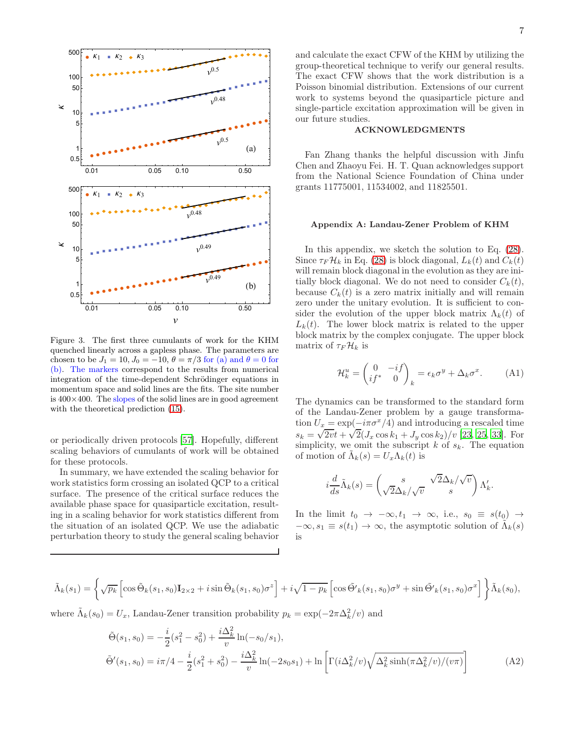Figure 3. The first three cumulants of work for the KHM quenched linearly across a gapless phase. The parameters are chosen to be $J_1 = 10, J_0 = -10$, $\theta = \pi/3$ for (a) and $\theta = 0$ for (b). The markers correspond to the results from numerical integration of the time-dependent Schrödinger equations in momentum space and solid lines are the fits. The site number is $400\times 400$. The slopes of the solid lines are in good agreement with the theoretical prediction (15).

or periodically driven protocols [57]. Hopefully, different scaling behaviors of cumulants of work will be obtained for these protocols.

In summary, we have extended the scaling behavior for work statistics form crossing an isolated QCP to a critical surface. The presence of the critical surface reduces the available phase space for quasiparticle excitation, resulting in a scaling behavior for work statistics different from the situation of an isolated QCP. We use the adiabatic perturbation theory to study the general scaling behavior and calculate the exact CFW of the KHM by utilizing the group-theoretical technique to verify our general results. The exact CFW shows that the work distribution is a Poisson binomial distribution. Extensions of our current work to systems beyond the quasiparticle picture and single-particle excitation approximation will be given in our future studies.

## ACKNOWLEDGMENTS

Fan Zhang thanks the helpful discussion with Jinfu Chen and Zhaoyu Fei. H. T. Quan acknowledges support from the National Science Foundation of China under grants 11775001, 11534002, and 11825501.

## Appendix A: Landau-Zener Problem of KHM

In this appendix, we sketch the solution to Eq. (28). Since $\tau_F \mathcal{H}_k$ in Eq. (28) is block diagonal, $L_k(t)$ and $C_k(t)$ will remain block diagonal in the evolution as they are initially block diagonal. We do not need to consider $C_k(t)$, because $C_k(t)$ is a zero matrix initially and will remain zero under the unitary evolution. It is sufficient to consider the evolution of the upper block matrix $\Lambda_k(t)$ of $L_k(t)$. The lower block matrix is related to the upper block matrix by the complex conjugate. The upper block matrix of $\tau_F \mathcal{H}_k$ is

$$\mathcal{H}_k^u = \begin{pmatrix} 0 & -if \\ if^* & 0 \end{pmatrix}_k = \epsilon_k \sigma^y + \Delta_k \sigma^x. \tag{A1}$$

The dynamics can be transformed to the standard form of the Landau-Zener problem by a gauge transformation $U_x = \exp(-i\pi\sigma^x/4)$ and introducing a rescaled time $s_k = \sqrt{2v}t + \sqrt{2}(J_x \cos k_1 + J_y \cos k_2)/v$ [23, 25, 33]. For simplicity, we omit the subscript $k$ of $s_k$. The equation of motion of $\tilde{\Lambda}_k(s) = U_x \Lambda_k(t)$ is

$$i\frac{d}{ds}\tilde{\Lambda}_k(s) = \begin{pmatrix} s & \sqrt{2}\Delta_k/\sqrt{v} \\ \sqrt{2}\Delta_k/\sqrt{v} & s \end{pmatrix} \Lambda_k'.$$

In the limit $t_0 \to -\infty, t_1 \to \infty$, i.e., $s_0 \equiv s(t_0) \to -\infty, s_1 \equiv s(t_1) \to \infty$, the asymptotic solution of $\tilde{\Lambda}_k(s)$ is

$$\tilde{\Lambda}_k(s_1) = \left\{ \sqrt{p_k} \left[ \cos \tilde{\Theta}_k(s_1, s_0) \mathbf{I}_{2\times 2} + i \sin \tilde{\Theta}_k(s_1, s_0) \sigma^z \right] + i\sqrt{1-p_k} \left[ \cos \tilde{\Theta}'_k(s_1, s_0) \sigma^y + \sin \tilde{\Theta}'_k(s_1, s_0) \sigma^x \right] \right\} \tilde{\Lambda}_k(s_0),$$

where $\tilde{\Lambda}_k(s_0) = U_x$, Landau-Zener transition probability $p_k = \exp(-2\pi\Delta_k^2/v)$ and

$$\begin{aligned} \tilde{\Theta}(s_1, s_0) &= -\frac{i}{2}(s_1^2 - s_0^2) + \frac{i\Delta_k^2}{v} \ln(-s_0/s_1), \\ \tilde{\Theta}'(s_1, s_0) &= i\pi/4 - \frac{i}{2}(s_1^2 + s_0^2) - \frac{i\Delta_k^2}{v} \ln(-2s_0 s_1) + \ln\left[ \Gamma(i\Delta_k^2/v) \sqrt{\Delta_k^2 \sinh(\pi\Delta_k^2/v)/(v\pi)} \right] \end{aligned} \tag{A2}$$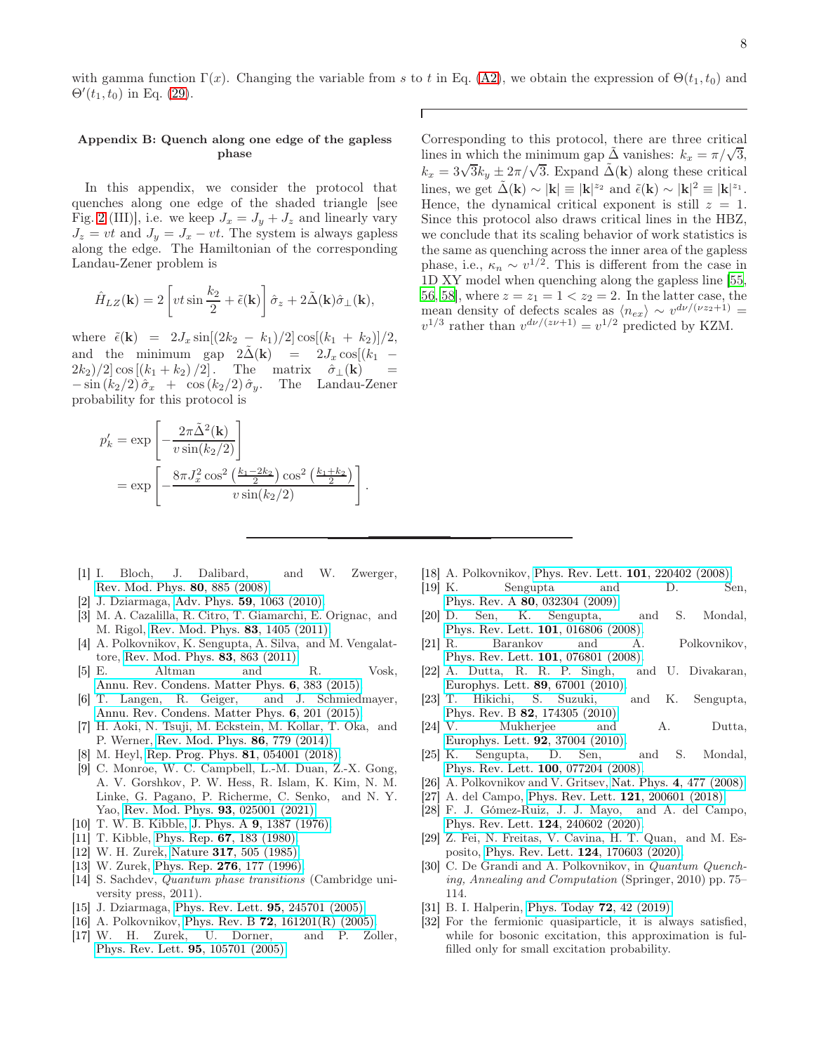with gamma function $\Gamma(x)$. Changing the variable from $s$ to $t$ in Eq. (A2), we obtain the expression of $\Theta(t_1, t_0)$ and $\Theta'(t_1, t_0)$ in Eq. (29).

## Appendix B: Quench along one edge of the gapless phase

In this appendix, we consider the protocol that quenches along one edge of the shaded triangle [see Fig. 2 (III)], i.e. we keep $J_x = J_y + J_z$ and linearly vary $J_z = vt$ and $J_y = J_x - vt$. The system is always gapless along the edge. The Hamiltonian of the corresponding Landau-Zener problem is

$$\hat{H}_{LZ}(\mathbf{k}) = 2\left[vt\sin\frac{k_2}{2} + \tilde{\epsilon}(\mathbf{k})\right]\hat{\sigma}_z + 2\tilde{\Delta}(\mathbf{k})\hat{\sigma}_{\perp}(\mathbf{k}),$$

where $\tilde{\epsilon}(\mathbf{k}) = 2J_x\sin[(2k_2 - k_1)/2]\cos[(k_1 + k_2)]/2$, and the minimum gap $2\tilde{\Delta}(\mathbf{k}) = 2J_x\cos[(k_1 - 2k_2)/2]\cos[(k_1 + k_2)/2]$. The matrix $\hat{\sigma}_{\perp}(\mathbf{k}) = -\sin(k_2/2)\hat{\sigma}_x + \cos(k_2/2)\hat{\sigma}_y$. The Landau-Zener probability for this protocol is

$$\begin{aligned}
p'_k &= \exp\left[-\frac{2\pi\tilde{\Delta}^2(\mathbf{k})}{v\sin(k_2/2)}\right] \\
&= \exp\left[-\frac{8\pi J_x^2\cos^2\left(\frac{k_1-2k_2}{2}\right)\cos^2\left(\frac{k_1+k_2}{2}\right)}{v\sin(k_2/2)}\right].
\end{aligned}$$

Corresponding to this protocol, there are three critical lines in which the minimum gap $\tilde{\Delta}$ vanishes: $k_x = \pi/\sqrt{3}$, $k_x = 3\sqrt{3}k_y \pm 2\pi/\sqrt{3}$. Expand $\tilde{\Delta}(\mathbf{k})$ along these critical lines, we get $\tilde{\Delta}(\mathbf{k}) \sim |\mathbf{k}| \equiv |\mathbf{k}|^{z_2}$ and $\tilde{\epsilon}(\mathbf{k}) \sim |\mathbf{k}|^2 \equiv |\mathbf{k}|^{z_1}$. Hence, the dynamical critical exponent is still $z = 1$. Since this protocol also draws critical lines in the HBZ, we conclude that its scaling behavior of work statistics is the same as quenching across the inner area of the gapless phase, i.e., $\kappa_n \sim v^{1/2}$. This is different from the case in 1D XY model when quenching along the gapless line [55, 56, 58], where $z = z_1 = 1 < z_2 = 2$. In the latter case, the mean density of defects scales as $\langle n_{ex}\rangle \sim v^{d\nu/(\nu z_2+1)} = v^{1/3}$ rather than $v^{d\nu/(z\nu+1)} = v^{1/2}$ predicted by KZM.

---

[1] I. Bloch, J. Dalibard, and W. Zwerger, Rev. Mod. Phys. **80**, 885 (2008).
[2] J. Dziarmaga, Adv. Phys. **59**, 1063 (2010).
[3] M. A. Cazalilla, R. Citro, T. Giamarchi, E. Orignac, and M. Rigol, Rev. Mod. Phys. **83**, 1405 (2011).
[4] A. Polkovnikov, K. Sengupta, A. Silva, and M. Vengalattore, Rev. Mod. Phys. **83**, 863 (2011).
[5] E. Altman and R. Vosk, Annu. Rev. Condens. Matter Phys. **6**, 383 (2015).
[6] T. Langen, R. Geiger, and J. Schmiedmayer, Annu. Rev. Condens. Matter Phys. **6**, 201 (2015).
[7] H. Aoki, N. Tsuji, M. Eckstein, M. Kollar, T. Oka, and P. Werner, Rev. Mod. Phys. **86**, 779 (2014).
[8] M. Heyl, Rep. Prog. Phys. **81**, 054001 (2018).
[9] C. Monroe, W. C. Campbell, L.-M. Duan, Z.-X. Gong, A. V. Gorshkov, P. W. Hess, R. Islam, K. Kim, N. M. Linke, G. Pagano, P. Richerme, C. Senko, and N. Y. Yao, Rev. Mod. Phys. **93**, 025001 (2021).
[10] T. W. B. Kibble, J. Phys. A **9**, 1387 (1976).
[11] T. Kibble, Phys. Rep. **67**, 183 (1980).
[12] W. H. Zurek, Nature **317**, 505 (1985).
[13] W. Zurek, Phys. Rep. **276**, 177 (1996).
[14] S. Sachdev, *Quantum phase transitions* (Cambridge university press, 2011).
[15] J. Dziarmaga, Phys. Rev. Lett. **95**, 245701 (2005).
[16] A. Polkovnikov, Phys. Rev. B **72**, 161201(R) (2005).
[17] W. H. Zurek, U. Dorner, and P. Zoller, Phys. Rev. Lett. **95**, 105701 (2005).
[18] A. Polkovnikov, Phys. Rev. Lett. **101**, 220402 (2008).
[19] K. Sengupta and D. Sen, Phys. Rev. A **80**, 032304 (2009).
[20] D. Sen, K. Sengupta, and S. Mondal, Phys. Rev. Lett. **101**, 016806 (2008).
[21] R. Barankov and A. Polkovnikov, Phys. Rev. Lett. **101**, 076801 (2008).
[22] A. Dutta, R. R. P. Singh, and U. Divakaran, Europhys. Lett. **89**, 67001 (2010).
[23] T. Hikichi, S. Suzuki, and K. Sengupta, Phys. Rev. B **82**, 174305 (2010).
[24] V. Mukherjee and A. Dutta, Europhys. Lett. **92**, 37004 (2010).
[25] K. Sengupta, D. Sen, and S. Mondal, Phys. Rev. Lett. **100**, 077204 (2008).
[26] A. Polkovnikov and V. Gritsev, Nat. Phys. **4**, 477 (2008).
[27] A. del Campo, Phys. Rev. Lett. **121**, 200601 (2018).
[28] F. J. Gómez-Ruiz, J. J. Mayo, and A. del Campo, Phys. Rev. Lett. **124**, 240602 (2020).
[29] Z. Fei, N. Freitas, V. Cavina, H. T. Quan, and M. Esposito, Phys. Rev. Lett. **124**, 170603 (2020).
[30] C. De Grandi and A. Polkovnikov, in *Quantum Quenching, Annealing and Computation* (Springer, 2010) pp. 75–114.
[31] B. I. Halperin, Phys. Today **72**, 42 (2019).
[32] For the fermionic quasiparticle, it is always satisfied, while for bosonic excitation, this approximation is fulfilled only for small excitation probability.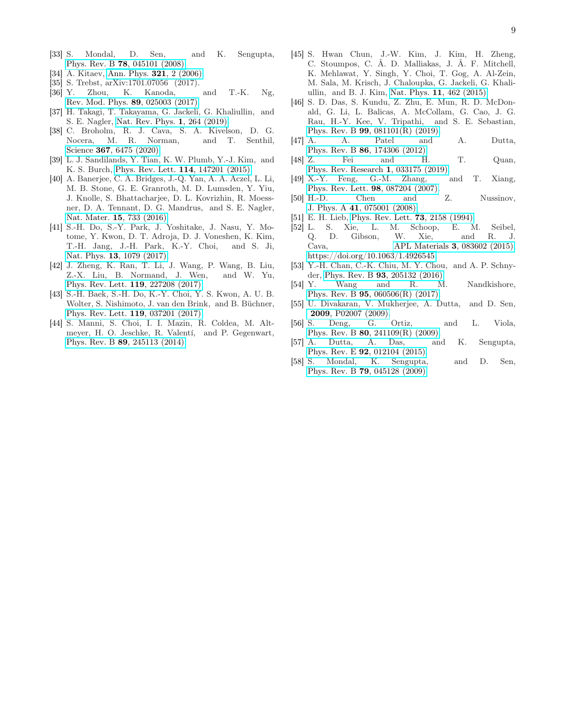[33] S. Mondal, D. Sen, and K. Sengupta, Phys. Rev. B **78**, 045101 (2008).
[34] A. Kitaev, Ann. Phys. **321**, 2 (2006).
[35] S. Trebst, arXiv:1701.07056 (2017).
[36] Y. Zhou, K. Kanoda, and T.-K. Ng, Rev. Mod. Phys. **89**, 025003 (2017).
[37] H. Takagi, T. Takayama, G. Jackeli, G. Khaliullin, and S. E. Nagler, Nat. Rev. Phys. **1**, 264 (2019).
[38] C. Broholm, R. J. Cava, S. A. Kivelson, D. G. Nocera, M. R. Norman, and T. Senthil, Science **367**, 6475 (2020).
[39] L. J. Sandilands, Y. Tian, K. W. Plumb, Y.-J. Kim, and K. S. Burch, Phys. Rev. Lett. **114**, 147201 (2015).
[40] A. Banerjee, C. A. Bridges, J.-Q. Yan, A. A. Aczel, L. Li, M. B. Stone, G. E. Granroth, M. D. Lumsden, Y. Yiu, J. Knolle, S. Bhattacharjee, D. L. Kovrizhin, R. Moessner, D. A. Tennant, D. G. Mandrus, and S. E. Nagler, Nat. Mater. **15**, 733 (2016).
[41] S.-H. Do, S.-Y. Park, J. Yoshitake, J. Nasu, Y. Motome, Y. Kwon, D. T. Adroja, D. J. Voneshen, K. Kim, T.-H. Jang, J.-H. Park, K.-Y. Choi, and S. Ji, Nat. Phys. **13**, 1079 (2017).
[42] J. Zheng, K. Ran, T. Li, J. Wang, P. Wang, B. Liu, Z.-X. Liu, B. Normand, J. Wen, and W. Yu, Phys. Rev. Lett. **119**, 227208 (2017).
[43] S.-H. Baek, S.-H. Do, K.-Y. Choi, Y. S. Kwon, A. U. B. Wolter, S. Nishimoto, J. van den Brink, and B. Büchner, Phys. Rev. Lett. **119**, 037201 (2017).
[44] S. Manni, S. Choi, I. I. Mazin, R. Coldea, M. Altmeyer, H. O. Jeschke, R. Valentí, and P. Gegenwart, Phys. Rev. B **89**, 245113 (2014).
[45] S. Hwan Chun, J.-W. Kim, J. Kim, H. Zheng, C. Stoumpos, C. Â. D. Malliakas, J. Â. F. Mitchell, K. Mehlawat, Y. Singh, Y. Choi, T. Gog, A. Al-Zein, M. Sala, M. Krisch, J. Chaloupka, G. Jackeli, G. Khaliullin, and B. J. Kim, Nat. Phys. **11**, 462 (2015).
[46] S. D. Das, S. Kundu, Z. Zhu, E. Mun, R. D. McDonald, G. Li, L. Balicas, A. McCollam, G. Cao, J. G. Rau, H.-Y. Kee, V. Tripathi, and S. E. Sebastian, Phys. Rev. B **99**, 081101(R) (2019).
[47] A. A. Patel and A. Dutta, Phys. Rev. B **86**, 174306 (2012).
[48] Z. Fei and H. T. Quan, Phys. Rev. Research **1**, 033175 (2019).
[49] X.-Y. Feng, G.-M. Zhang, and T. Xiang, Phys. Rev. Lett. **98**, 087204 (2007).
[50] H.-D. Chen and Z. Nussinov, J. Phys. A **41**, 075001 (2008).
[51] E. H. Lieb, Phys. Rev. Lett. **73**, 2158 (1994).
[52] L. S. Xie, L. M. Schoop, E. M. Seibel, Q. D. Gibson, W. Xie, and R. J. Cava, APL Materials **3**, 083602 (2015), https://doi.org/10.1063/1.4926545.
[53] Y.-H. Chan, C.-K. Chiu, M. Y. Chou, and A. P. Schnyder, Phys. Rev. B **93**, 205132 (2016).
[54] Y. Wang and R. M. Nandkishore, Phys. Rev. B **95**, 060506(R) (2017).
[55] U. Divakaran, V. Mukherjee, A. Dutta, and D. Sen, **2009**, P02007 (2009).
[56] S. Deng, G. Ortiz, and L. Viola, Phys. Rev. B **80**, 241109(R) (2009).
[57] A. Dutta, A. Das, and K. Sengupta, Phys. Rev. E **92**, 012104 (2015).
[58] S. Mondal, K. Sengupta, and D. Sen, Phys. Rev. B **79**, 045128 (2009).